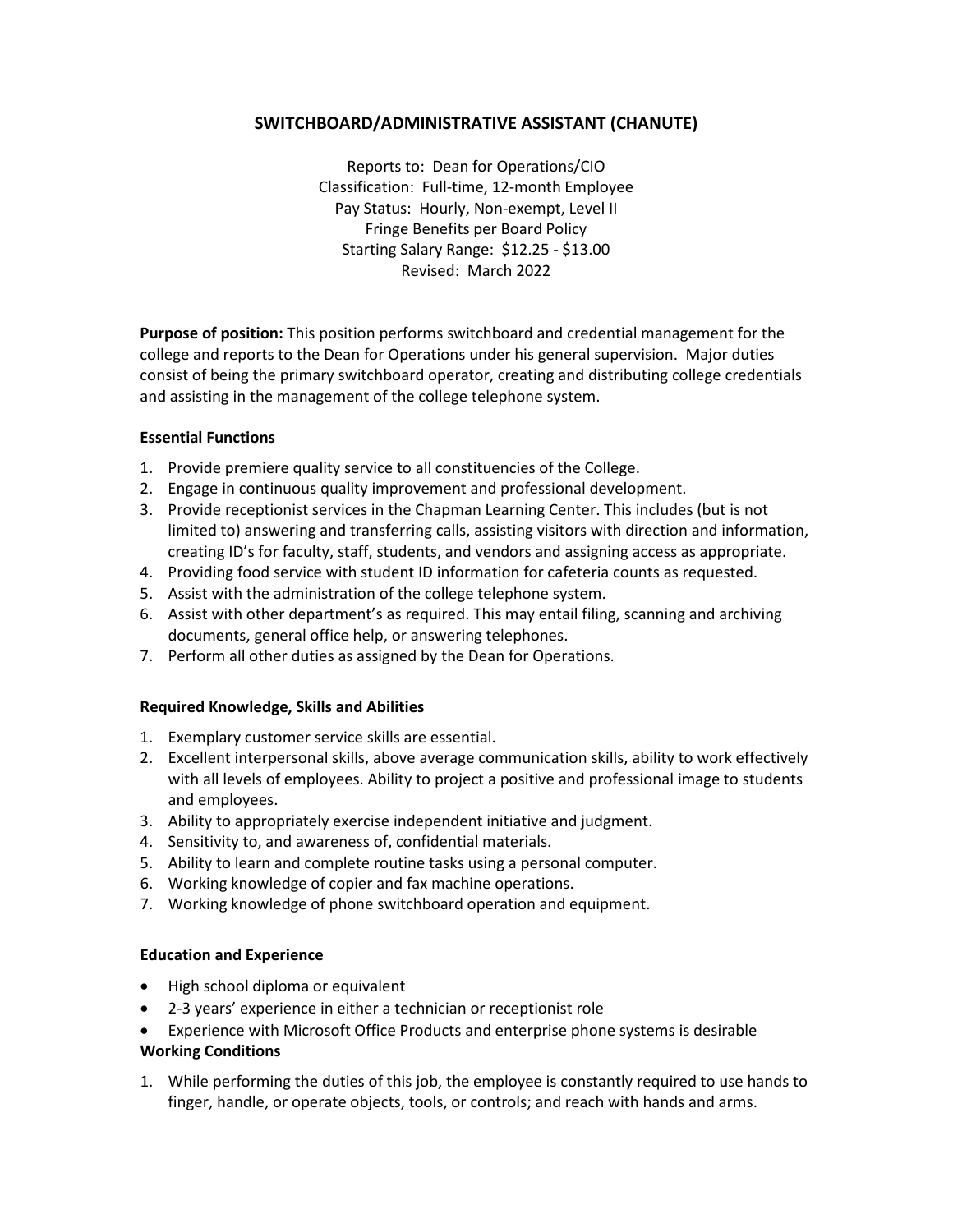# SWITCHBOARD/ADMINISTRATIVE ASSISTANT (CHANUTE)

Reports to: Dean for Operations/CIO
Classification: Full-time, 12-month Employee
Pay Status: Hourly, Non-exempt, Level II
Fringe Benefits per Board Policy
Starting Salary Range: $12.25 - $13.00
Revised: March 2022

**Purpose of position:** This position performs switchboard and credential management for the college and reports to the Dean for Operations under his general supervision. Major duties consist of being the primary switchboard operator, creating and distributing college credentials and assisting in the management of the college telephone system.

## Essential Functions

1. Provide premiere quality service to all constituencies of the College.
2. Engage in continuous quality improvement and professional development.
3. Provide receptionist services in the Chapman Learning Center. This includes (but is not limited to) answering and transferring calls, assisting visitors with direction and information, creating ID's for faculty, staff, students, and vendors and assigning access as appropriate.
4. Providing food service with student ID information for cafeteria counts as requested.
5. Assist with the administration of the college telephone system.
6. Assist with other department's as required. This may entail filing, scanning and archiving documents, general office help, or answering telephones.
7. Perform all other duties as assigned by the Dean for Operations.

## Required Knowledge, Skills and Abilities

1. Exemplary customer service skills are essential.
2. Excellent interpersonal skills, above average communication skills, ability to work effectively with all levels of employees. Ability to project a positive and professional image to students and employees.
3. Ability to appropriately exercise independent initiative and judgment.
4. Sensitivity to, and awareness of, confidential materials.
5. Ability to learn and complete routine tasks using a personal computer.
6. Working knowledge of copier and fax machine operations.
7. Working knowledge of phone switchboard operation and equipment.

## Education and Experience

- High school diploma or equivalent
- 2-3 years' experience in either a technician or receptionist role
- Experience with Microsoft Office Products and enterprise phone systems is desirable

## Working Conditions

1. While performing the duties of this job, the employee is constantly required to use hands to finger, handle, or operate objects, tools, or controls; and reach with hands and arms.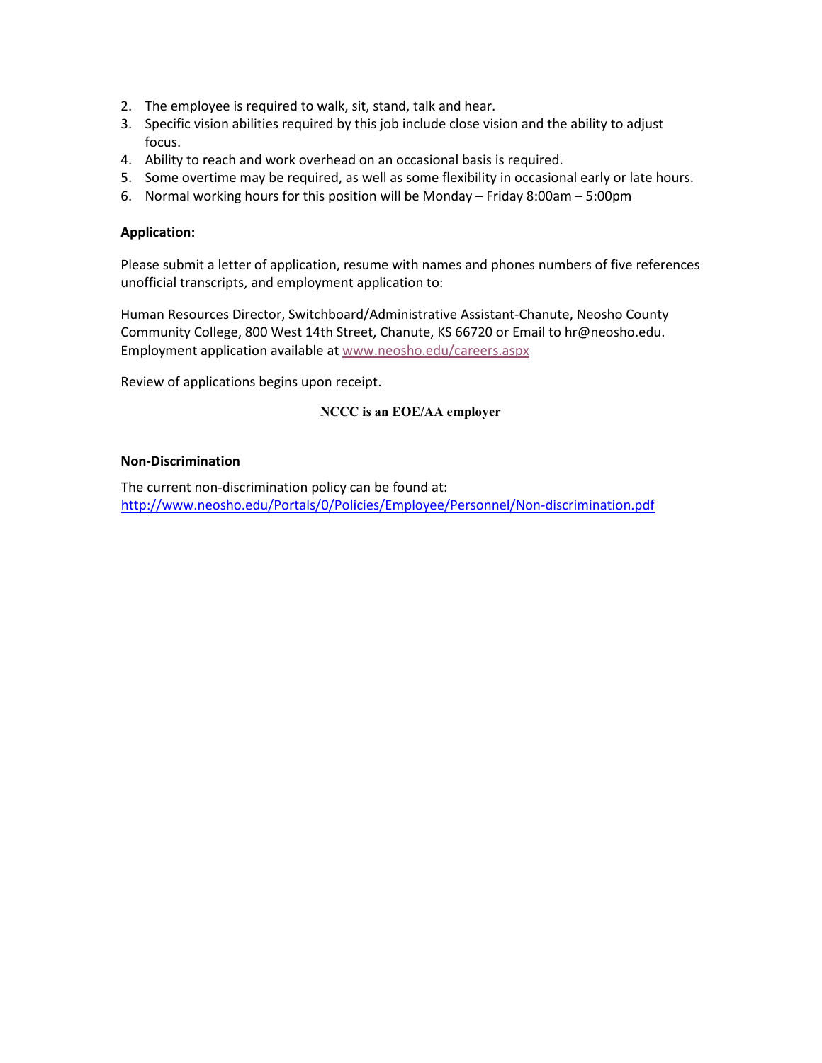2. The employee is required to walk, sit, stand, talk and hear.
3. Specific vision abilities required by this job include close vision and the ability to adjust focus.
4. Ability to reach and work overhead on an occasional basis is required.
5. Some overtime may be required, as well as some flexibility in occasional early or late hours.
6. Normal working hours for this position will be Monday – Friday 8:00am – 5:00pm

**Application:**

Please submit a letter of application, resume with names and phones numbers of five references unofficial transcripts, and employment application to:

Human Resources Director, Switchboard/Administrative Assistant-Chanute, Neosho County Community College, 800 West 14th Street, Chanute, KS 66720 or Email to hr@neosho.edu. Employment application available at www.neosho.edu/careers.aspx

Review of applications begins upon receipt.

**NCCC is an EOE/AA employer**

**Non-Discrimination**

The current non-discrimination policy can be found at: http://www.neosho.edu/Portals/0/Policies/Employee/Personnel/Non-discrimination.pdf